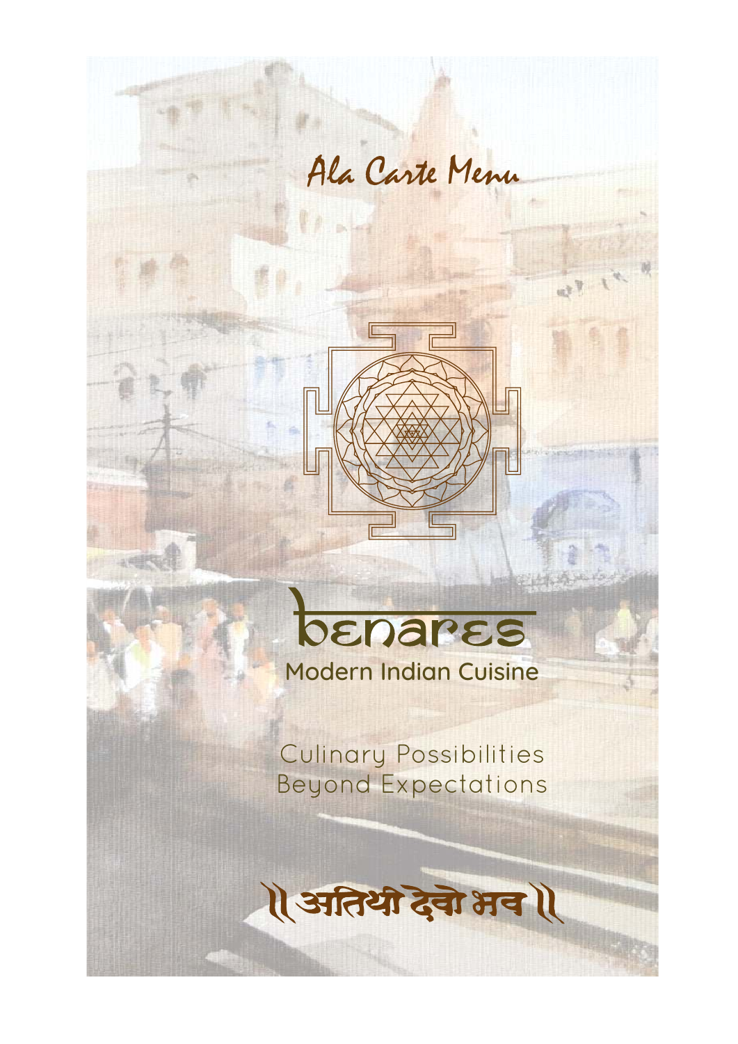Ala Carte Menu

# benares

## Modern Indian Cuisine

Culinary Possibilities
Beyond Expectations

॥ अतिथी देवो भव ॥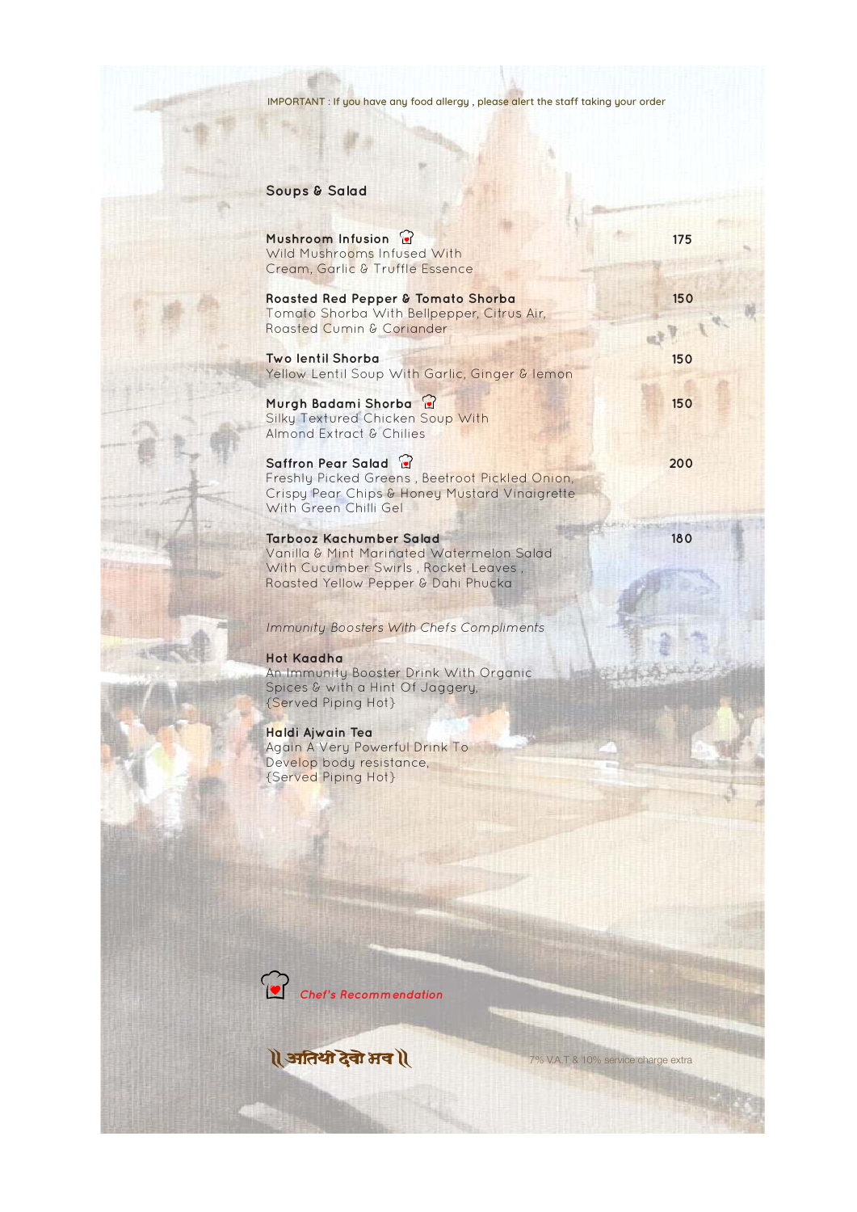IMPORTANT : If you have any food allergy , please alert the staff taking your order

## Soups & Salad

**Mushroom Infusion** 🍳
Wild Mushrooms Infused With
Cream, Garlic & Truffle Essence
175

**Roasted Red Pepper & Tomato Shorba**
Tomato Shorba With Bellpepper, Citrus Air,
Roasted Cumin & Coriander
150

**Two lentil Shorba**
Yellow Lentil Soup With Garlic, Ginger & lemon
150

**Murgh Badami Shorba** 🍳
Silky Textured Chicken Soup With
Almond Extract & Chilies
150

**Saffron Pear Salad** 🍳
Freshly Picked Greens , Beetroot Pickled Onion,
Crispy Pear Chips & Honey Mustard Vinaigrette
With Green Chilli Gel
200

**Tarbooz Kachumber Salad**
Vanilla & Mint Marinated Watermelon Salad
With Cucumber Swirls , Rocket Leaves ,
Roasted Yellow Pepper & Dahi Phucka
180

*Immunity Boosters With Chefs Compliments*

**Hot Kaadha**
An Immunity Booster Drink With Organic
Spices & with a Hint Of Jaggery,
{Served Piping Hot}

**Haldi Ajwain Tea**
Again A Very Powerful Drink To
Develop body resistance,
{Served Piping Hot}

🍳 *Chef's Recommendation*

॥ अतिथी देवो भव ॥

7% V.A.T & 10% service charge extra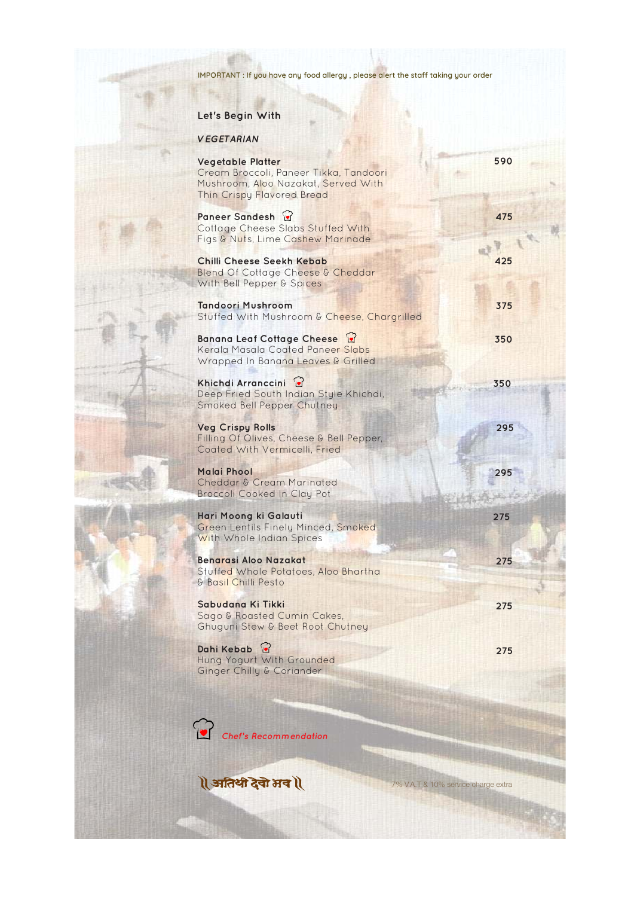IMPORTANT : If you have any food allergy , please alert the staff taking your order

## Let's Begin With

### *VEGETARIAN*

**Vegetable Platter** — 590
Cream Broccoli, Paneer Tikka, Tandoori Mushroom, Aloo Nazakat, Served With Thin Crispy Flavored Bread

**Paneer Sandesh** (Chef's Recommendation) — 475
Cottage Cheese Slabs Stuffed With Figs & Nuts, Lime Cashew Marinade

**Chilli Cheese Seekh Kebab** — 425
Blend Of Cottage Cheese & Cheddar With Bell Pepper & Spices

**Tandoori Mushroom** — 375
Stuffed With Mushroom & Cheese, Chargrilled

**Banana Leaf Cottage Cheese** (Chef's Recommendation) — 350
Kerala Masala Coated Paneer Slabs Wrapped In Banana Leaves & Grilled

**Khichdi Arranccini** (Chef's Recommendation) — 350
Deep Fried South Indian Style Khichdi, Smoked Bell Pepper Chutney

**Veg Crispy Rolls** — 295
Filling Of Olives, Cheese & Bell Pepper, Coated With Vermicelli, Fried

**Malai Phool** — 295
Cheddar & Cream Marinated Broccoli Cooked In Clay Pot

**Hari Moong ki Galauti** — 275
Green Lentils Finely Minced, Smoked With Whole Indian Spices

**Benarasi Aloo Nazakat** — 275
Stuffed Whole Potatoes, Aloo Bhartha & Basil Chilli Pesto

**Sabudana Ki Tikki** — 275
Sago & Roasted Cumin Cakes, Ghuguni Stew & Beet Root Chutney

**Dahi Kebab** (Chef's Recommendation) — 275
Hung Yogurt With Grounded Ginger Chilly & Coriander

*Chef's Recommendation*

॥ अतिथी देवो भव ॥

7% V.A.T & 10% service charge extra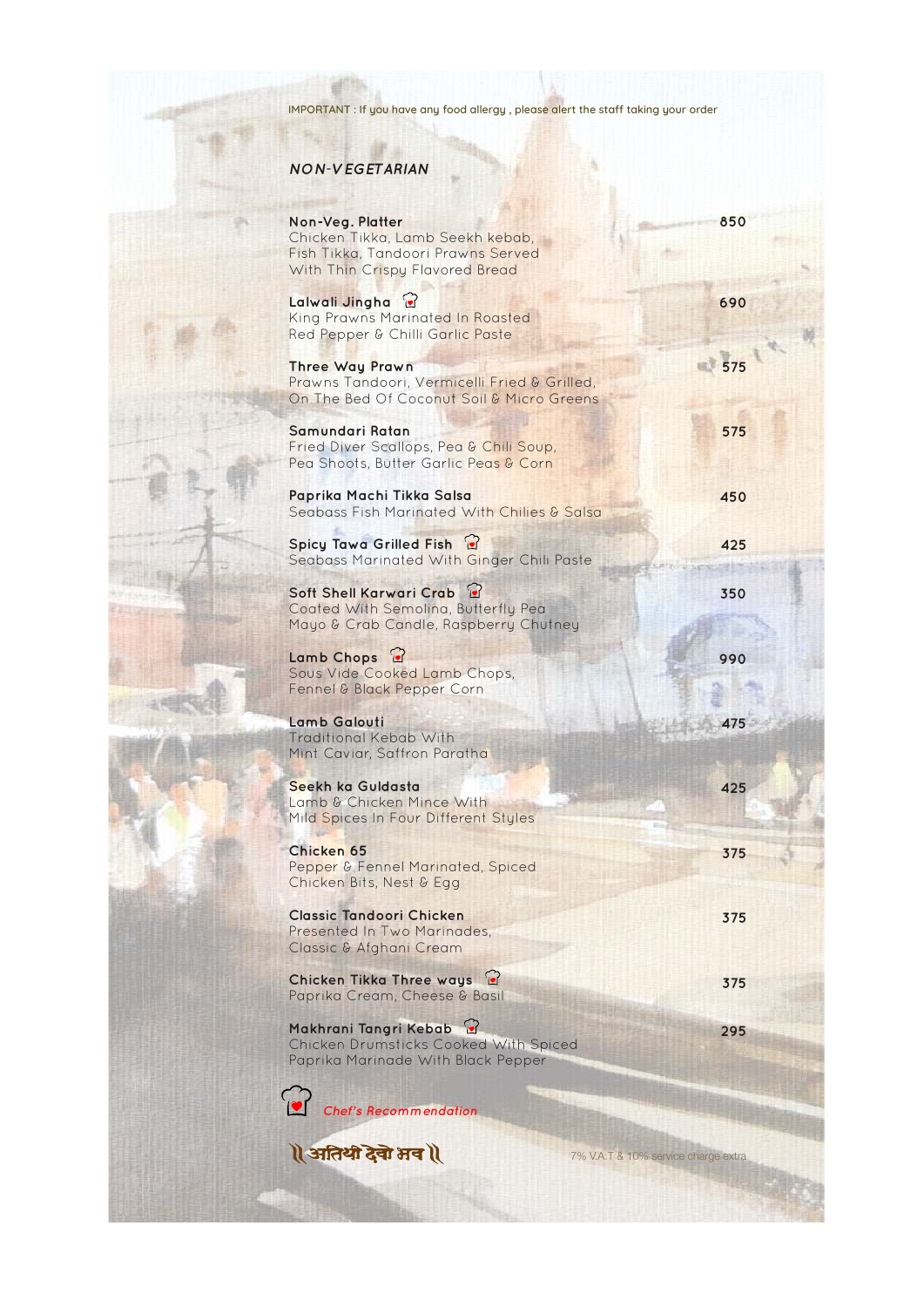IMPORTANT : If you have any food allergy , please alert the staff taking your order

## *NON-VEGETARIAN*

**Non-Veg. Platter** — 850
Chicken Tikka, Lamb Seekh kebab, Fish Tikka, Tandoori Prawns Served With Thin Crispy Flavored Bread

**Lalwali Jingha** (Chef's Recommendation) — 690
King Prawns Marinated In Roasted Red Pepper & Chilli Garlic Paste

**Three Way Prawn** — 575
Prawns Tandoori, Vermicelli Fried & Grilled, On The Bed Of Coconut Soil & Micro Greens

**Samundari Ratan** — 575
Fried Diver Scallops, Pea & Chili Soup, Pea Shoots, Butter Garlic Peas & Corn

**Paprika Machi Tikka Salsa** — 450
Seabass Fish Marinated With Chilies & Salsa

**Spicy Tawa Grilled Fish** (Chef's Recommendation) — 425
Seabass Marinated With Ginger Chili Paste

**Soft Shell Karwari Crab** (Chef's Recommendation) — 350
Coated With Semolina, Butterfly Pea Mayo & Crab Candle, Raspberry Chutney

**Lamb Chops** (Chef's Recommendation) — 990
Sous Vide Cooked Lamb Chops, Fennel & Black Pepper Corn

**Lamb Galouti** — 475
Traditional Kebab With Mint Caviar, Saffron Paratha

**Seekh ka Guldasta** — 425
Lamb & Chicken Mince With Mild Spices In Four Different Styles

**Chicken 65** — 375
Pepper & Fennel Marinated, Spiced Chicken Bits, Nest & Egg

**Classic Tandoori Chicken** — 375
Presented In Two Marinades, Classic & Afghani Cream

**Chicken Tikka Three ways** (Chef's Recommendation) — 375
Paprika Cream, Cheese & Basil

**Makhrani Tangri Kebab** (Chef's Recommendation) — 295
Chicken Drumsticks Cooked With Spiced Paprika Marinade With Black Pepper

*Chef's Recommendation*

॥ अतिथि देवो भव ॥

7% V.A.T & 10% service charge extra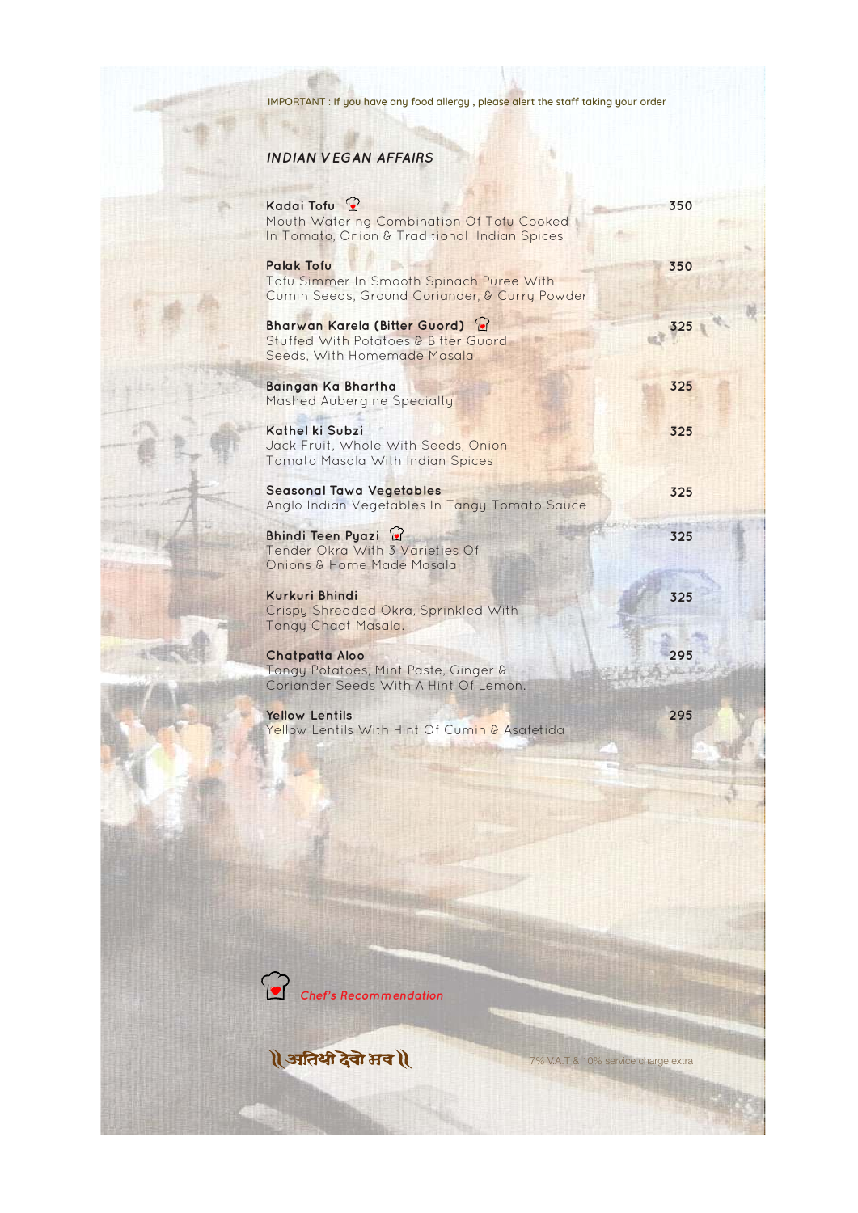IMPORTANT : If you have any food allergy , please alert the staff taking your order

## *INDIAN VEGAN AFFAIRS*

**Kadai Tofu** (Chef's Recommendation) — 350
Mouth Watering Combination Of Tofu Cooked In Tomato, Onion & Traditional Indian Spices

**Palak Tofu** — 350
Tofu Simmer In Smooth Spinach Puree With Cumin Seeds, Ground Coriander, & Curry Powder

**Bharwan Karela (Bitter Guord)** (Chef's Recommendation) — 325
Stuffed With Potatoes & Bitter Guord Seeds, With Homemade Masala

**Baingan Ka Bhartha** — 325
Mashed Aubergine Specialty

**Kathel ki Subzi** — 325
Jack Fruit, Whole With Seeds, Onion Tomato Masala With Indian Spices

**Seasonal Tawa Vegetables** — 325
Anglo Indian Vegetables In Tangy Tomato Sauce

**Bhindi Teen Pyazi** (Chef's Recommendation) — 325
Tender Okra With 3 Varieties Of Onions & Home Made Masala

**Kurkuri Bhindi** — 325
Crispy Shredded Okra, Sprinkled With Tangy Chaat Masala.

**Chatpatta Aloo** — 295
Tangy Potatoes, Mint Paste, Ginger & Coriander Seeds With A Hint Of Lemon.

**Yellow Lentils** — 295
Yellow Lentils With Hint Of Cumin & Asafetida

*Chef's Recommendation*

॥ अतिथी देवो भव ॥

7% V.A.T & 10% service charge extra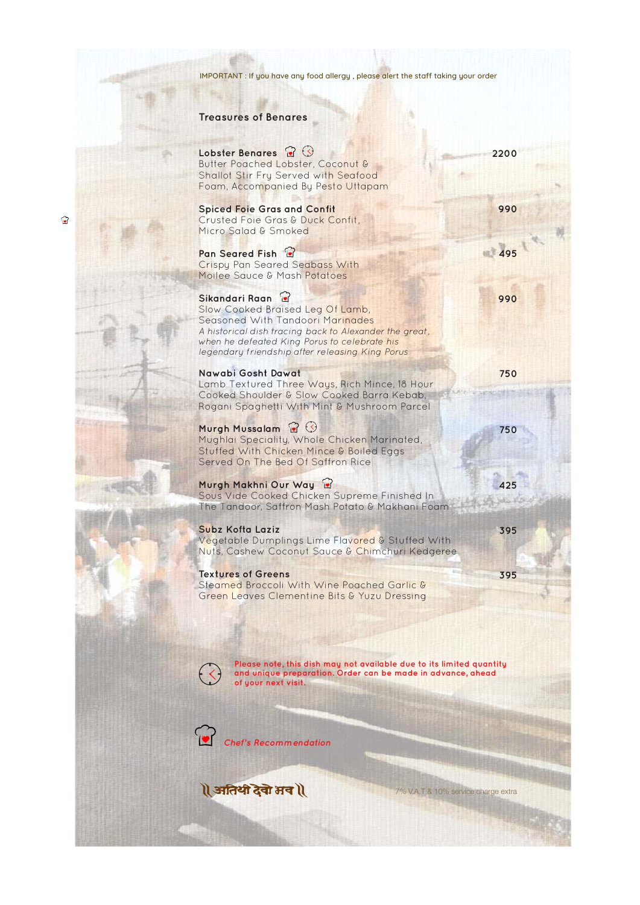IMPORTANT : If you have any food allergy , please alert the staff taking your order

## Treasures of Benares

**Lobster Benares** — 2200
Butter Poached Lobster, Coconut & Shallot Stir Fry Served with Seafood Foam, Accompanied By Pesto Uttapam

**Spiced Foie Gras and Confit** — 990
Crusted Foie Gras & Duck Confit, Micro Salad & Smoked

**Pan Seared Fish** — 495
Crispy Pan Seared Seabass With Moilee Sauce & Mash Potatoes

**Sikandari Raan** — 990
Slow Cooked Braised Leg Of Lamb, Seasoned With Tandoori Marinades
*A historical dish tracing back to Alexander the great, when he defeated King Porus to celebrate his legendary friendship after releasing King Porus*

**Nawabi Gosht Dawat** — 750
Lamb Textured Three Ways, Rich Mince, 18 Hour Cooked Shoulder & Slow Cooked Barra Kebab, Rogani Spaghetti With Mint & Mushroom Parcel

**Murgh Mussalam** — 750
Mughlai Speciality, Whole Chicken Marinated, Stuffed With Chicken Mince & Boiled Eggs Served On The Bed Of Saffron Rice

**Murgh Makhni Our Way** — 425
Sous Vide Cooked Chicken Supreme Finished In The Tandoor, Saffron Mash Potato & Makhani Foam

**Subz Kofta Laziz** — 395
Vegetable Dumplings Lime Flavored & Stuffed With Nuts, Cashew Coconut Sauce & Chimchuri Kedgeree

**Textures of Greens** — 395
Steamed Broccoli With Wine Poached Garlic & Green Leaves Clementine Bits & Yuzu Dressing

Please note, this dish may not available due to its limited quantity and unique preparation. Order can be made in advance, ahead of your next visit.

*Chef's Recommendation*

॥ अतिथी देवो भव ॥

7% V.A.T & 10% service charge extra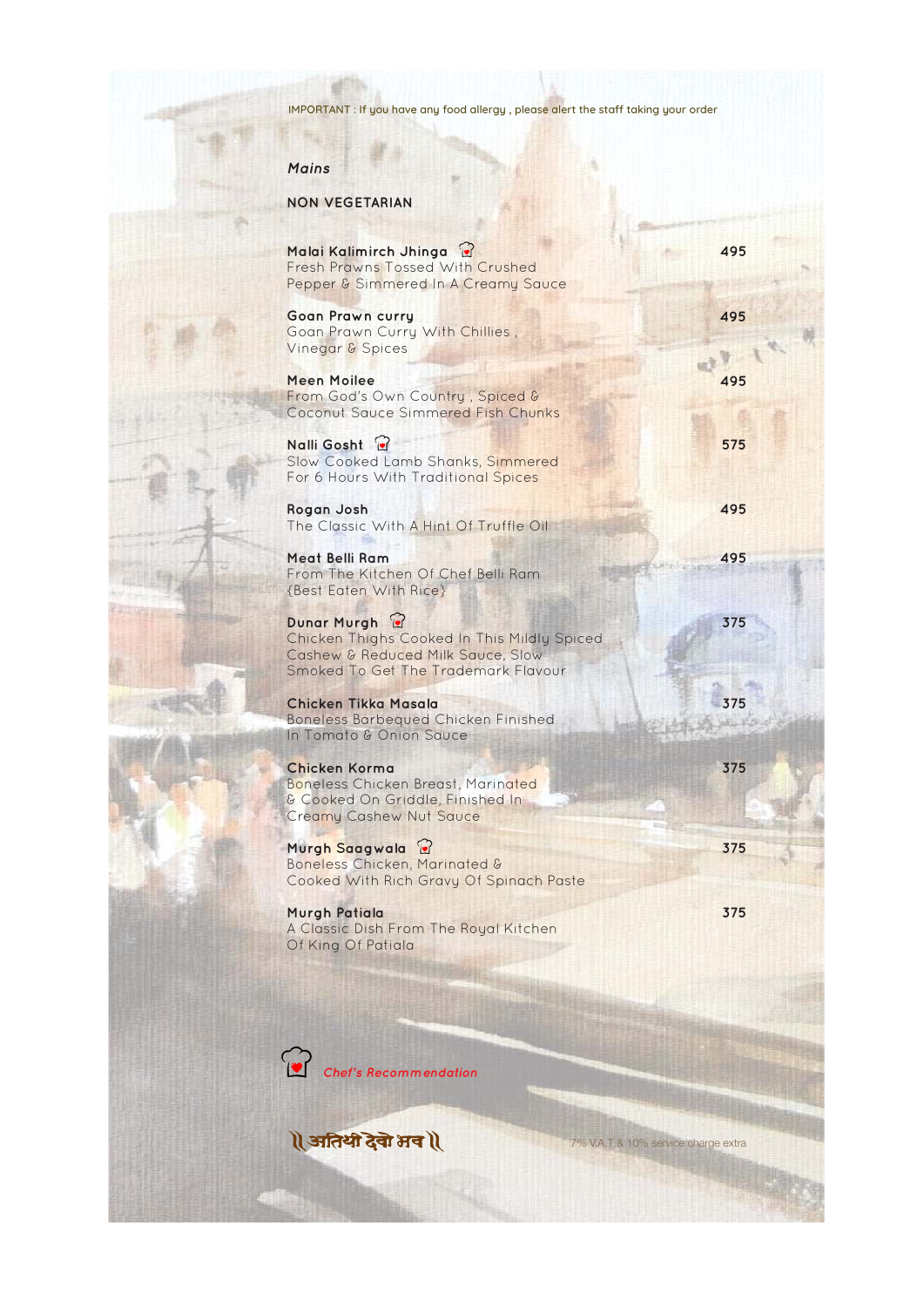IMPORTANT : If you have any food allergy , please alert the staff taking your order

*Mains*

## NON VEGETARIAN

**Malai Kalimirch Jhinga** 🍳 — 495
Fresh Prawns Tossed With Crushed Pepper & Simmered In A Creamy Sauce

**Goan Prawn curry** — 495
Goan Prawn Curry With Chillies , Vinegar & Spices

**Meen Moilee** — 495
From God's Own Country , Spiced & Coconut Sauce Simmered Fish Chunks

**Nalli Gosht** 🍳 — 575
Slow Cooked Lamb Shanks, Simmered For 6 Hours With Traditional Spices

**Rogan Josh** — 495
The Classic With A Hint Of Truffle Oil

**Meat Belli Ram** — 495
From The Kitchen Of Chef Belli Ram {Best Eaten With Rice}

**Dunar Murgh** 🍳 — 375
Chicken Thighs Cooked In This Mildly Spiced Cashew & Reduced Milk Sauce, Slow Smoked To Get The Trademark Flavour

**Chicken Tikka Masala** — 375
Boneless Barbequed Chicken Finished In Tomato & Onion Sauce

**Chicken Korma** — 375
Boneless Chicken Breast, Marinated & Cooked On Griddle, Finished In Creamy Cashew Nut Sauce

**Murgh Saagwala** 🍳 — 375
Boneless Chicken, Marinated & Cooked With Rich Gravy Of Spinach Paste

**Murgh Patiala** — 375
A Classic Dish From The Royal Kitchen Of King Of Patiala

🍳 *Chef's Recommendation*

॥ अतिथी देवो भव ॥

7% V.A.T & 10% service charge extra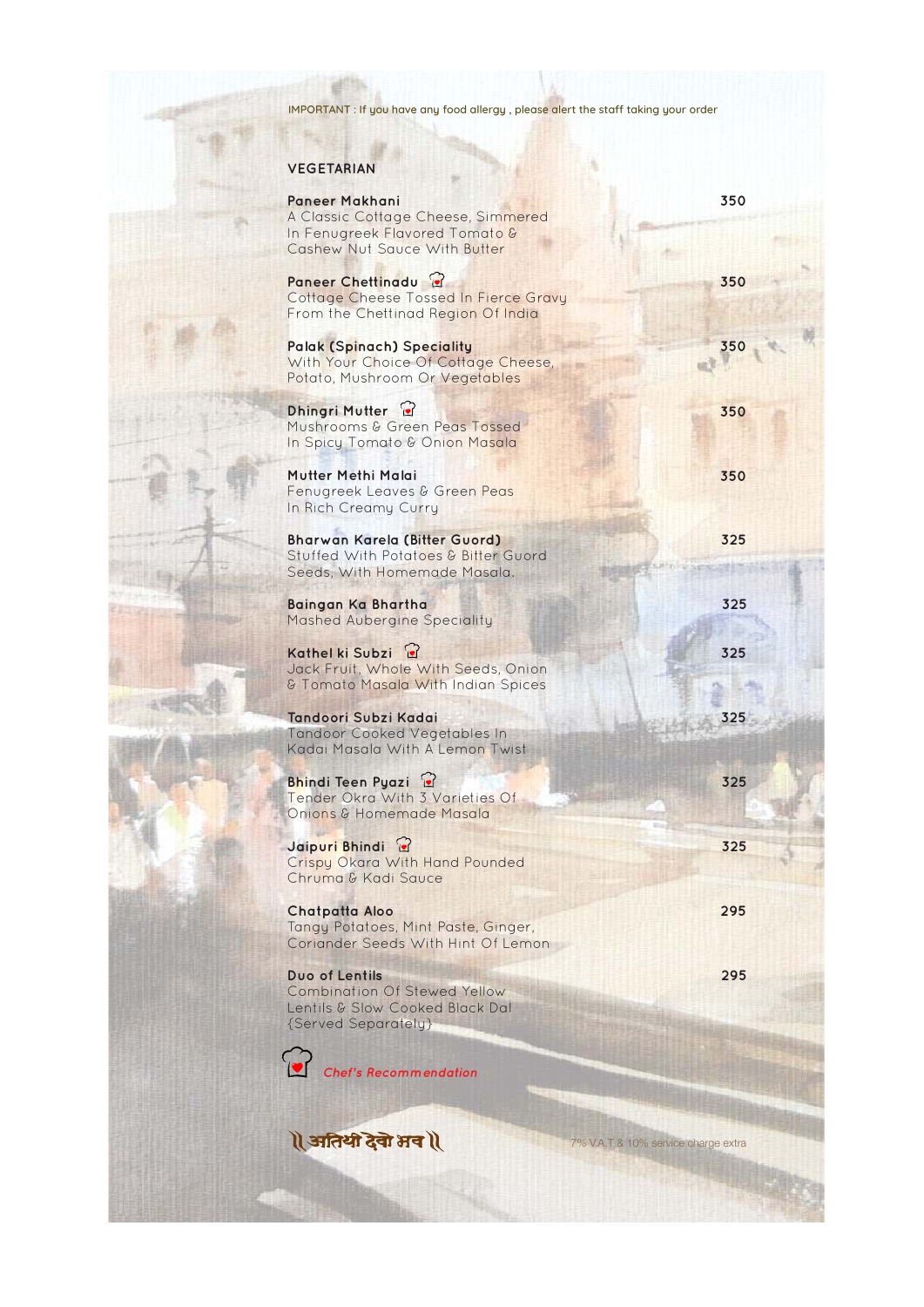IMPORTANT : If you have any food allergy , please alert the staff taking your order

## VEGETARIAN

**Paneer Makhani** — 350
A Classic Cottage Cheese, Simmered In Fenugreek Flavored Tomato & Cashew Nut Sauce With Butter

**Paneer Chettinadu** (Chef's Recommendation) — 350
Cottage Cheese Tossed In Fierce Gravy From the Chettinad Region Of India

**Palak (Spinach) Speciality** — 350
With Your Choice Of Cottage Cheese, Potato, Mushroom Or Vegetables

**Dhingri Mutter** (Chef's Recommendation) — 350
Mushrooms & Green Peas Tossed In Spicy Tomato & Onion Masala

**Mutter Methi Malai** — 350
Fenugreek Leaves & Green Peas In Rich Creamy Curry

**Bharwan Karela (Bitter Guord)** — 325
Stuffed With Potatoes & Bitter Guord Seeds, With Homemade Masala.

**Baingan Ka Bhartha** — 325
Mashed Aubergine Speciality

**Kathel ki Subzi** (Chef's Recommendation) — 325
Jack Fruit, Whole With Seeds, Onion & Tomato Masala With Indian Spices

**Tandoori Subzi Kadai** — 325
Tandoor Cooked Vegetables In Kadai Masala With A Lemon Twist

**Bhindi Teen Pyazi** (Chef's Recommendation) — 325
Tender Okra With 3 Varieties Of Onions & Homemade Masala

**Jaipuri Bhindi** (Chef's Recommendation) — 325
Crispy Okara With Hand Pounded Chruma & Kadi Sauce

**Chatpatta Aloo** — 295
Tangy Potatoes, Mint Paste, Ginger, Coriander Seeds With Hint Of Lemon

**Duo of Lentils** — 295
Combination Of Stewed Yellow Lentils & Slow Cooked Black Dal {Served Separately}

*Chef's Recommendation*

॥ अतिथी देवो भव ॥

7% V.A.T & 10% service charge extra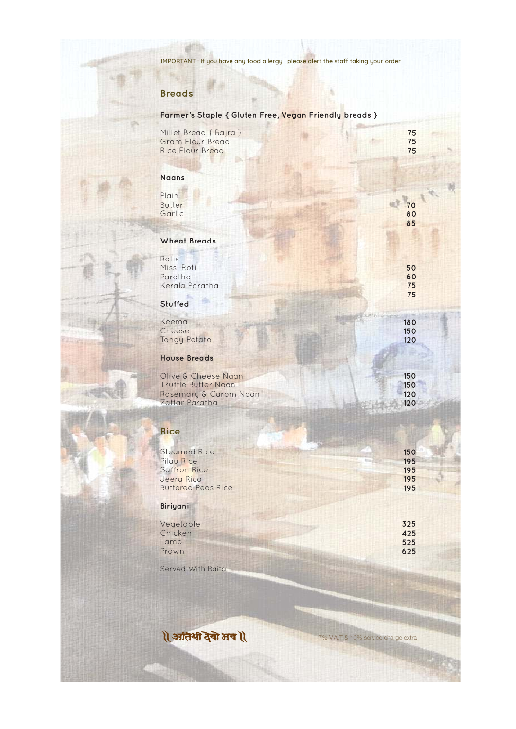IMPORTANT : If you have any food allergy , please alert the staff taking your order

## Breads

### Farmer's Staple { Gluten Free, Vegan Friendly breads }

| Item | Price |
|---|---|
| Millet Bread { Bajra } | 75 |
| Gram Flour Bread | 75 |
| Rice Flour Bread | 75 |

### Naans

| Item | Price |
|---|---|
| Plain | 70 |
| Butter | 80 |
| Garlic | 85 |

### Wheat Breads

| Item | Price |
|---|---|
| Rotis | 50 |
| Missi Roti | 60 |
| Paratha | 75 |
| Kerala Paratha | 75 |

### Stuffed

| Item | Price |
|---|---|
| Keema | 180 |
| Cheese | 150 |
| Tangy Potato | 120 |

### House Breads

| Item | Price |
|---|---|
| Olive & Cheese Naan | 150 |
| Truffle Butter Naan | 150 |
| Rosemary & Carom Naan | 120 |
| Zattar Paratha | 120 |

## Rice

| Item | Price |
|---|---|
| Steamed Rice | 150 |
| Pilau Rice | 195 |
| Saffron Rice | 195 |
| Jeera Rica | 195 |
| Buttered Peas Rice | 195 |

### Biriyani

| Item | Price |
|---|---|
| Vegetable | 325 |
| Chicken | 425 |
| Lamb | 525 |
| Prawn | 625 |

Served With Raita

॥ अतिथी देवो भव ॥

7% V.A.T & 10% service charge extra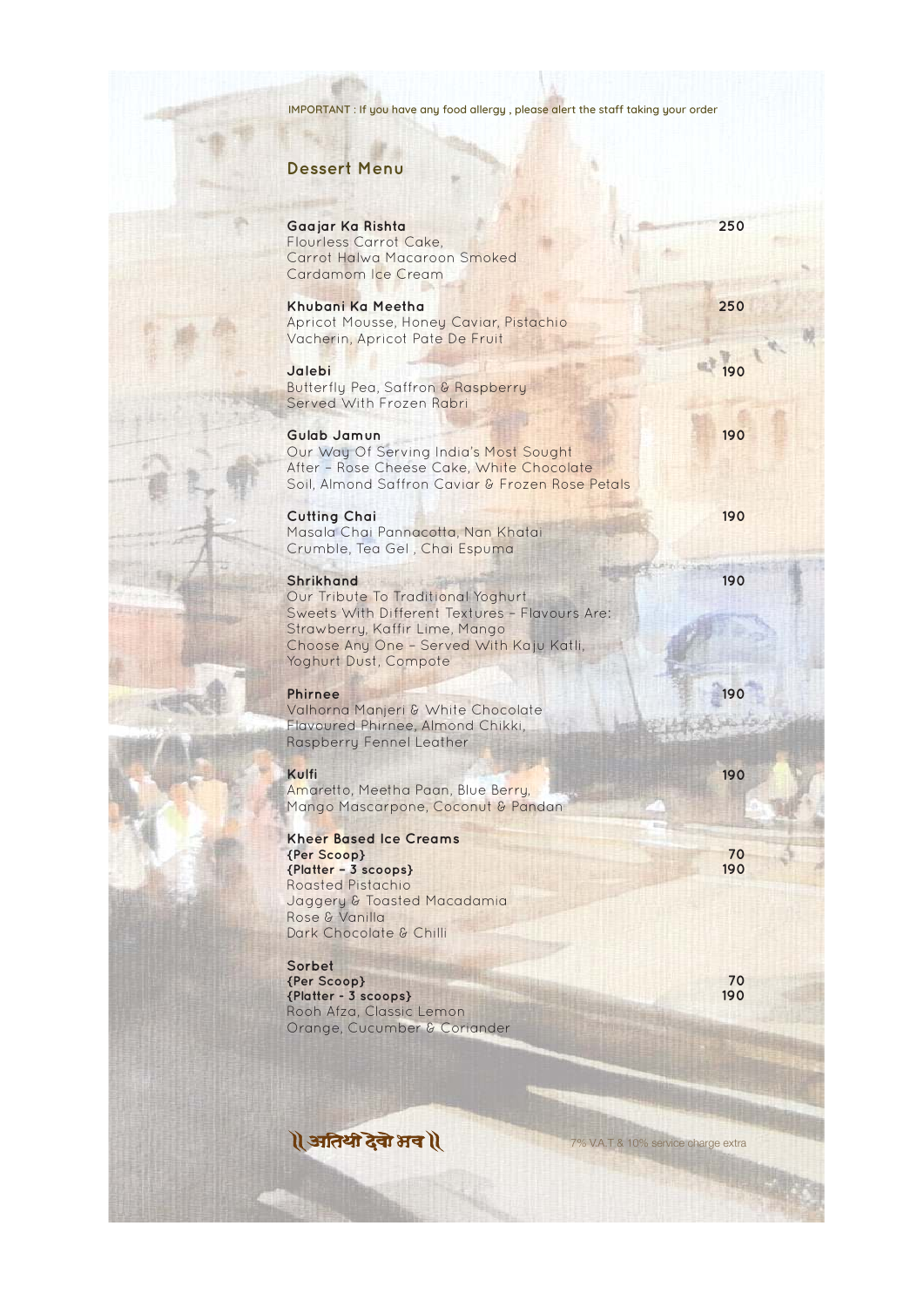IMPORTANT : If you have any food allergy , please alert the staff taking your order

## Dessert Menu

**Gaajar Ka Rishta** 250
Flourless Carrot Cake,
Carrot Halwa Macaroon Smoked
Cardamom Ice Cream

**Khubani Ka Meetha** 250
Apricot Mousse, Honey Caviar, Pistachio
Vacherin, Apricot Pate De Fruit

**Jalebi** 190
Butterfly Pea, Saffron & Raspberry
Served With Frozen Rabri

**Gulab Jamun** 190
Our Way Of Serving India's Most Sought
After - Rose Cheese Cake, White Chocolate
Soil, Almond Saffron Caviar & Frozen Rose Petals

**Cutting Chai** 190
Masala Chai Pannacotta, Nan Khatai
Crumble, Tea Gel , Chai Espuma

**Shrikhand** 190
Our Tribute To Traditional Yoghurt
Sweets With Different Textures - Flavours Are:
Strawberry, Kaffir Lime, Mango
Choose Any One - Served With Kaju Katli,
Yoghurt Dust, Compote

**Phirnee** 190
Valhorna Manjeri & White Chocolate
Flavoured Phirnee, Almond Chikki,
Raspberry Fennel Leather

**Kulfi** 190
Amaretto, Meetha Paan, Blue Berry,
Mango Mascarpone, Coconut & Pandan

**Kheer Based Ice Creams**
**{Per Scoop}** 70
**{Platter - 3 scoops}** 190
Roasted Pistachio
Jaggery & Toasted Macadamia
Rose & Vanilla
Dark Chocolate & Chilli

**Sorbet**
**{Per Scoop}** 70
**{Platter - 3 scoops}** 190
Rooh Afza, Classic Lemon
Orange, Cucumber & Coriander

॥ अतिथी देवो भव ॥

7% V.A.T & 10% service charge extra